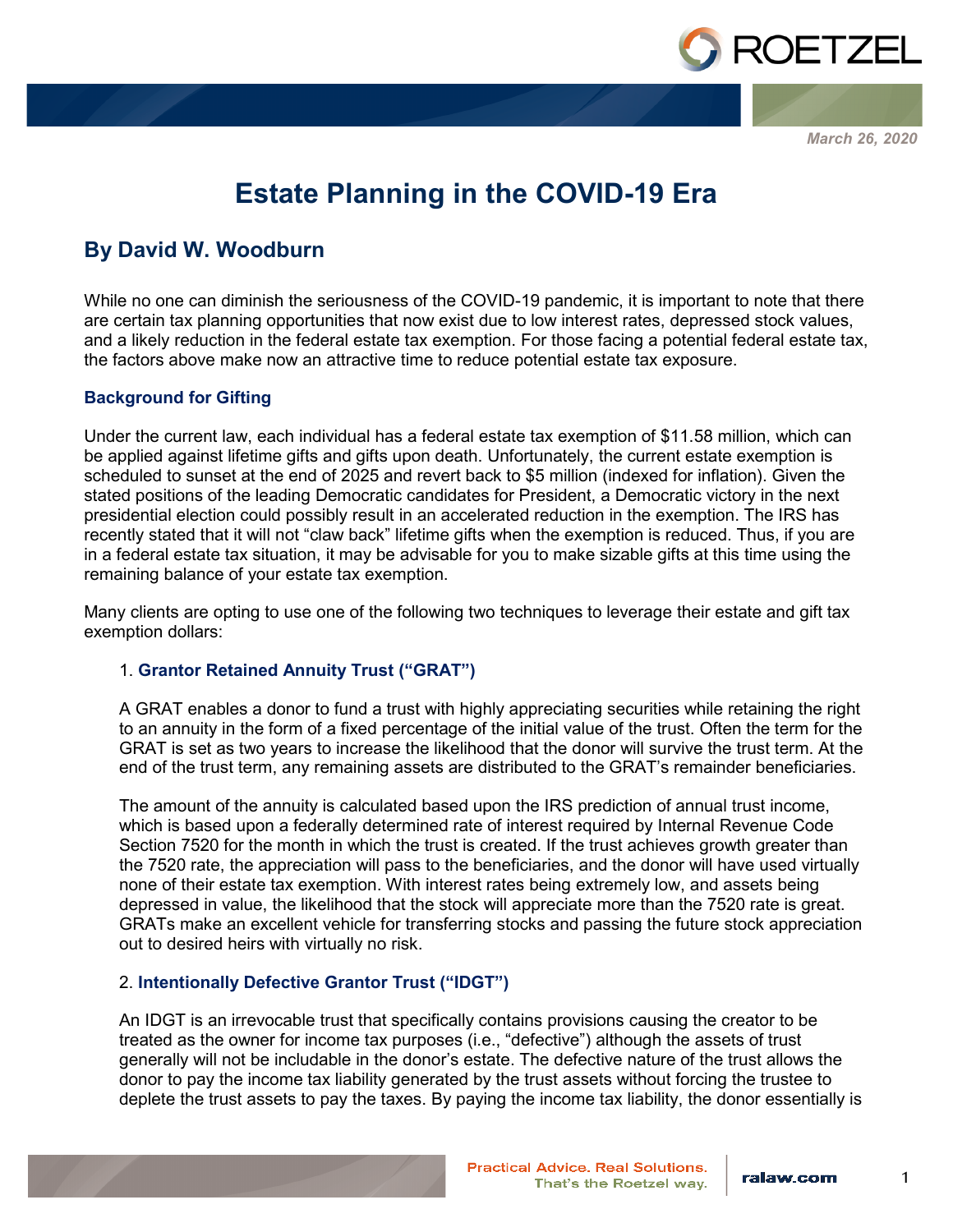March 26, 2020

# Estate Planning in the COVID-19 Era

## By David W. Woodburn

While no one can diminish the seriousness of the COVID-19 pandemic, it is important to note that there are certain tax planning opportunities that now exist due to low interest rates, depressed stock values, and a likely reduction in the federal estate tax exemption. For those facing a potential federal estate tax, the factors above make now an attractive time to reduce potential estate tax exposure.

### Background for Gifting

Under the current law, each individual has a federal estate tax exemption of $11.58 million, which can be applied against lifetime gifts and gifts upon death. Unfortunately, the current estate exemption is scheduled to sunset at the end of 2025 and revert back to $5 million (indexed for inflation). Given the stated positions of the leading Democratic candidates for President, a Democratic victory in the next presidential election could possibly result in an accelerated reduction in the exemption. The IRS has recently stated that it will not "claw back" lifetime gifts when the exemption is reduced. Thus, if you are in a federal estate tax situation, it may be advisable for you to make sizable gifts at this time using the remaining balance of your estate tax exemption.

Many clients are opting to use one of the following two techniques to leverage their estate and gift tax exemption dollars:

1. **Grantor Retained Annuity Trust ("GRAT")**

   A GRAT enables a donor to fund a trust with highly appreciating securities while retaining the right to an annuity in the form of a fixed percentage of the initial value of the trust. Often the term for the GRAT is set as two years to increase the likelihood that the donor will survive the trust term. At the end of the trust term, any remaining assets are distributed to the GRAT's remainder beneficiaries.

   The amount of the annuity is calculated based upon the IRS prediction of annual trust income, which is based upon a federally determined rate of interest required by Internal Revenue Code Section 7520 for the month in which the trust is created. If the trust achieves growth greater than the 7520 rate, the appreciation will pass to the beneficiaries, and the donor will have used virtually none of their estate tax exemption. With interest rates being extremely low, and assets being depressed in value, the likelihood that the stock will appreciate more than the 7520 rate is great. GRATs make an excellent vehicle for transferring stocks and passing the future stock appreciation out to desired heirs with virtually no risk.

2. **Intentionally Defective Grantor Trust ("IDGT")**

   An IDGT is an irrevocable trust that specifically contains provisions causing the creator to be treated as the owner for income tax purposes (i.e., "defective") although the assets of trust generally will not be includable in the donor's estate. The defective nature of the trust allows the donor to pay the income tax liability generated by the trust assets without forcing the trustee to deplete the trust assets to pay the taxes. By paying the income tax liability, the donor essentially is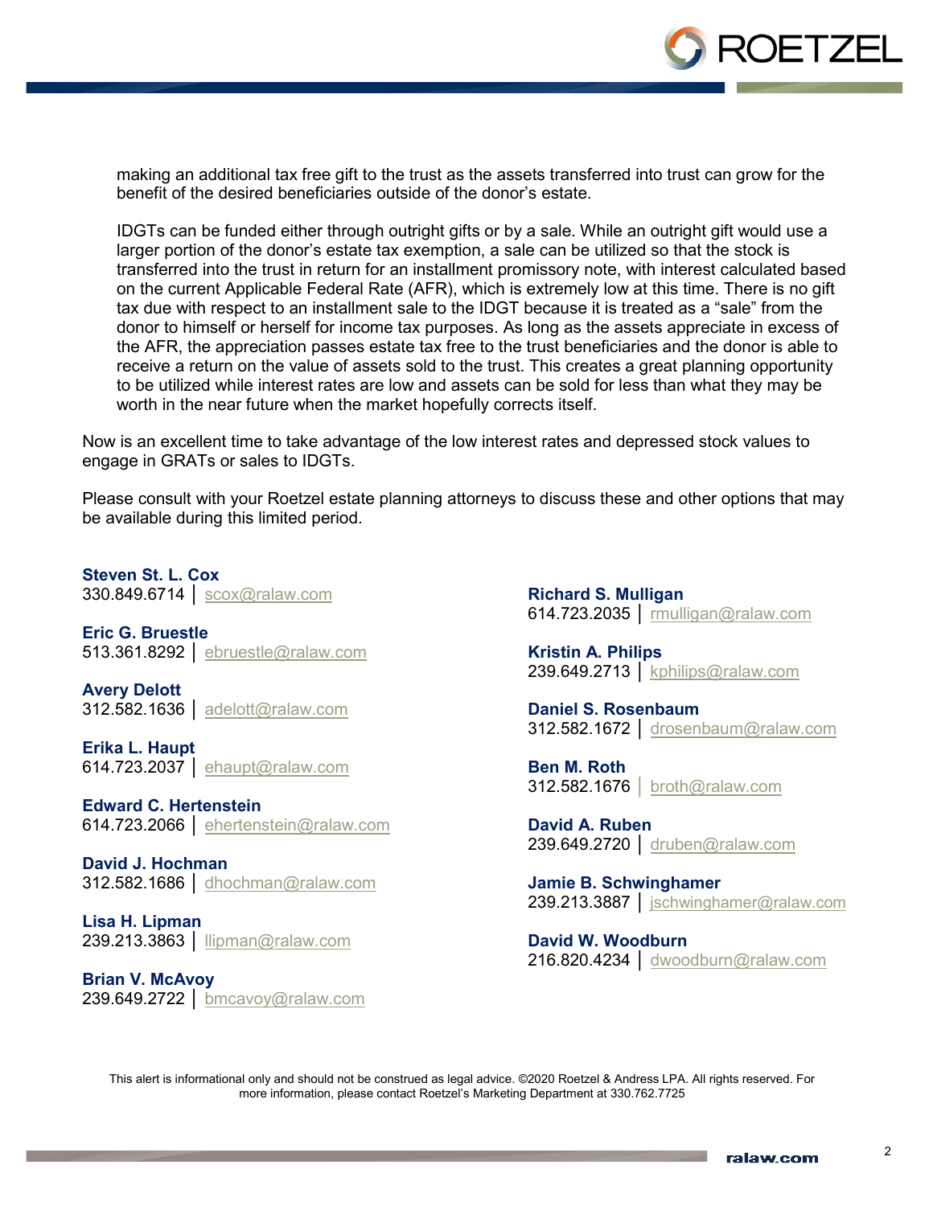making an additional tax free gift to the trust as the assets transferred into trust can grow for the benefit of the desired beneficiaries outside of the donor's estate.

IDGTs can be funded either through outright gifts or by a sale. While an outright gift would use a larger portion of the donor's estate tax exemption, a sale can be utilized so that the stock is transferred into the trust in return for an installment promissory note, with interest calculated based on the current Applicable Federal Rate (AFR), which is extremely low at this time. There is no gift tax due with respect to an installment sale to the IDGT because it is treated as a "sale" from the donor to himself or herself for income tax purposes. As long as the assets appreciate in excess of the AFR, the appreciation passes estate tax free to the trust beneficiaries and the donor is able to receive a return on the value of assets sold to the trust. This creates a great planning opportunity to be utilized while interest rates are low and assets can be sold for less than what they may be worth in the near future when the market hopefully corrects itself.

Now is an excellent time to take advantage of the low interest rates and depressed stock values to engage in GRATs or sales to IDGTs.

Please consult with your Roetzel estate planning attorneys to discuss these and other options that may be available during this limited period.

**Steven St. L. Cox**
330.849.6714 | scox@ralaw.com

**Eric G. Bruestle**
513.361.8292 | ebruestle@ralaw.com

**Avery Delott**
312.582.1636 | adelott@ralaw.com

**Erika L. Haupt**
614.723.2037 | ehaupt@ralaw.com

**Edward C. Hertenstein**
614.723.2066 | ehertenstein@ralaw.com

**David J. Hochman**
312.582.1686 | dhochman@ralaw.com

**Lisa H. Lipman**
239.213.3863 | llipman@ralaw.com

**Brian V. McAvoy**
239.649.2722 | bmcavoy@ralaw.com

**Richard S. Mulligan**
614.723.2035 | rmulligan@ralaw.com

**Kristin A. Philips**
239.649.2713 | kphilips@ralaw.com

**Daniel S. Rosenbaum**
312.582.1672 | drosenbaum@ralaw.com

**Ben M. Roth**
312.582.1676 | broth@ralaw.com

**David A. Ruben**
239.649.2720 | druben@ralaw.com

**Jamie B. Schwinghamer**
239.213.3887 | jschwinghamer@ralaw.com

**David W. Woodburn**
216.820.4234 | dwoodburn@ralaw.com

This alert is informational only and should not be construed as legal advice. ©2020 Roetzel & Andress LPA. All rights reserved. For more information, please contact Roetzel's Marketing Department at 330.762.7725